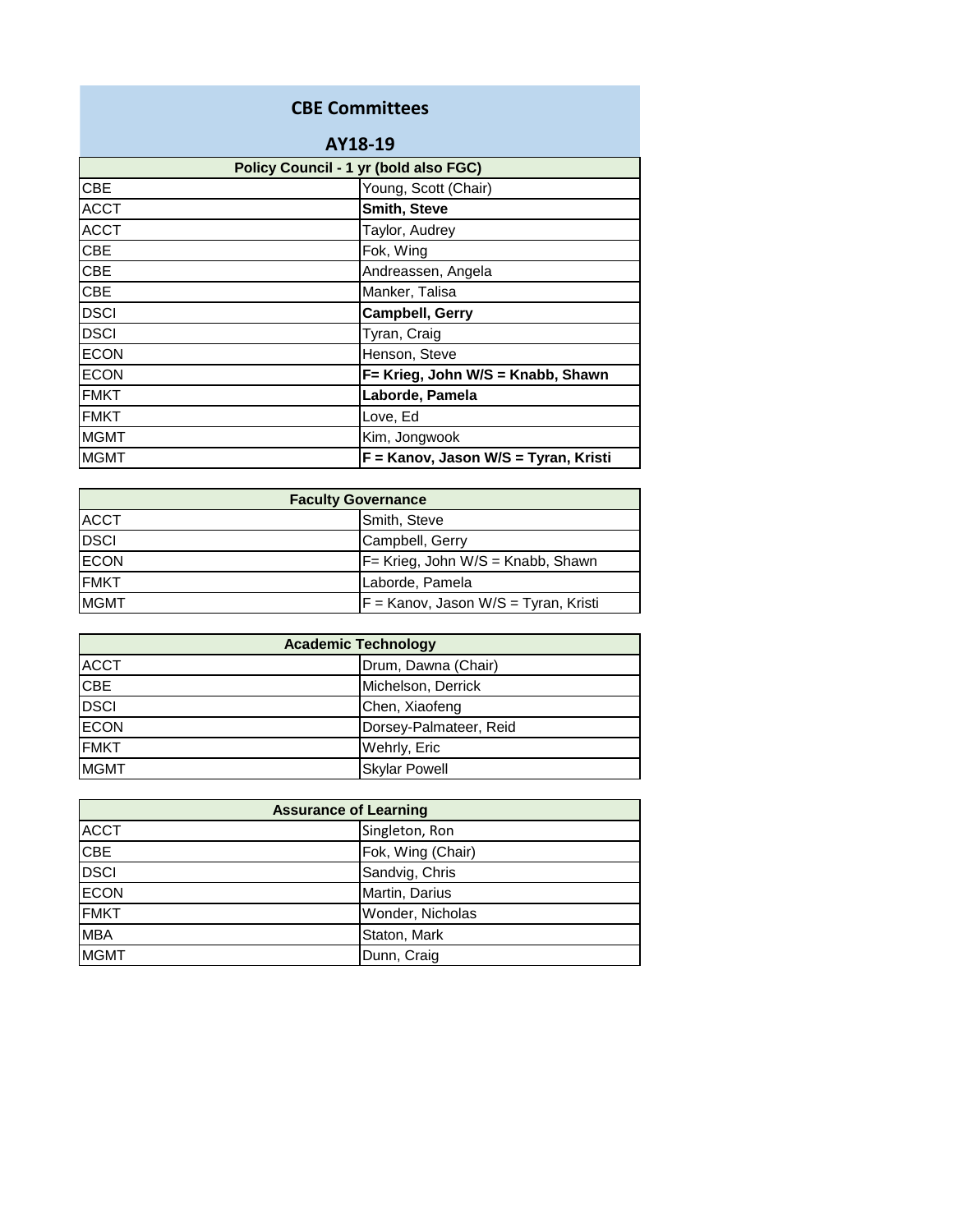# CBE Committees

## AY18-19

| Policy Council - 1 yr (bold also FGC) | |
|---|---|
| CBE | Young, Scott (Chair) |
| ACCT | **Smith, Steve** |
| ACCT | Taylor, Audrey |
| CBE | Fok, Wing |
| CBE | Andreassen, Angela |
| CBE | Manker, Talisa |
| DSCI | **Campbell, Gerry** |
| DSCI | Tyran, Craig |
| ECON | Henson, Steve |
| ECON | **F= Krieg, John W/S = Knabb, Shawn** |
| FMKT | **Laborde, Pamela** |
| FMKT | Love, Ed |
| MGMT | Kim, Jongwook |
| MGMT | **F = Kanov, Jason W/S = Tyran, Kristi** |

| Faculty Governance | |
|---|---|
| ACCT | Smith, Steve |
| DSCI | Campbell, Gerry |
| ECON | F= Krieg, John W/S = Knabb, Shawn |
| FMKT | Laborde, Pamela |
| MGMT | F = Kanov, Jason W/S = Tyran, Kristi |

| Academic Technology | |
|---|---|
| ACCT | Drum, Dawna (Chair) |
| CBE | Michelson, Derrick |
| DSCI | Chen, Xiaofeng |
| ECON | Dorsey-Palmateer, Reid |
| FMKT | Wehrly, Eric |
| MGMT | Skylar Powell |

| Assurance of Learning | |
|---|---|
| ACCT | Singleton, Ron |
| CBE | Fok, Wing (Chair) |
| DSCI | Sandvig, Chris |
| ECON | Martin, Darius |
| FMKT | Wonder, Nicholas |
| MBA | Staton, Mark |
| MGMT | Dunn, Craig |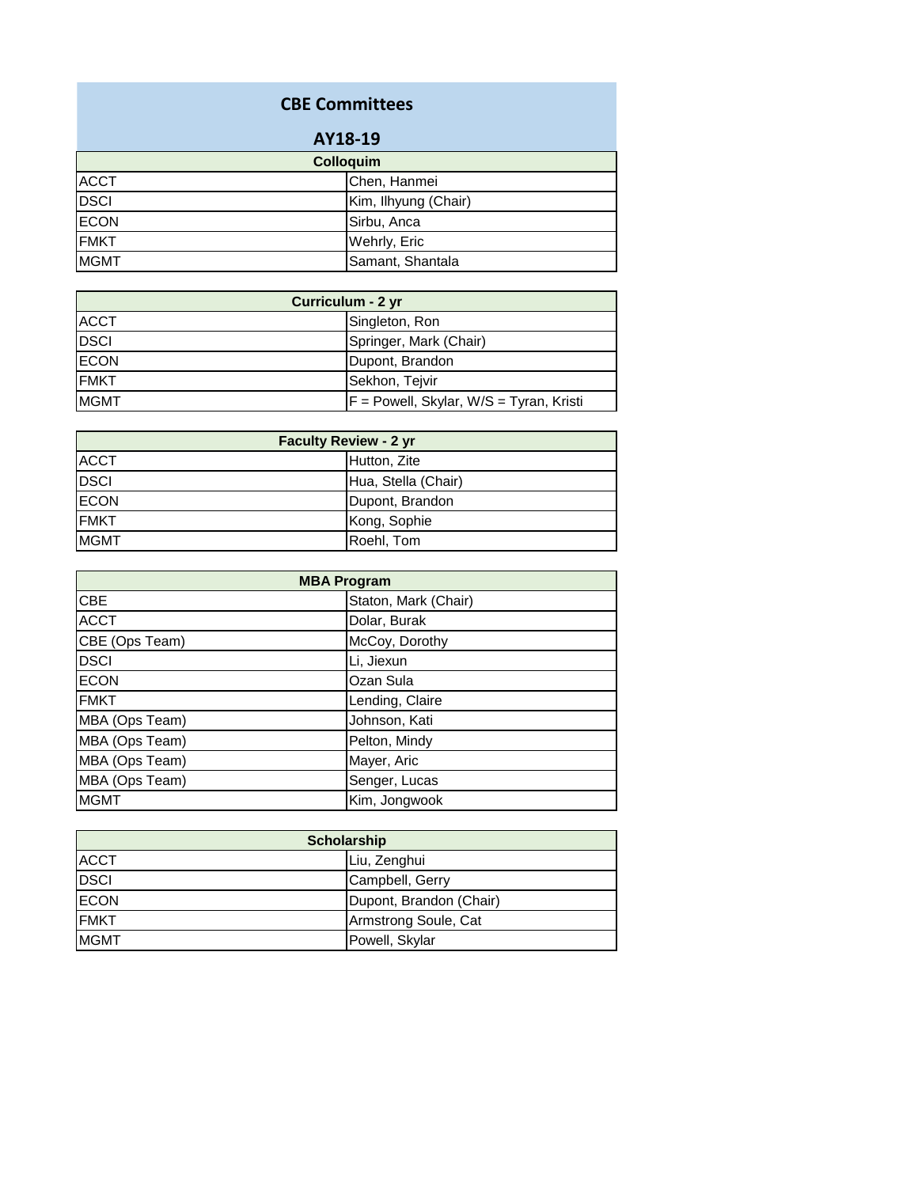# CBE Committees

## AY18-19

| Colloquim | |
|---|---|
| ACCT | Chen, Hanmei |
| DSCI | Kim, Ilhyung (Chair) |
| ECON | Sirbu, Anca |
| FMKT | Wehrly, Eric |
| MGMT | Samant, Shantala |

| Curriculum - 2 yr | |
|---|---|
| ACCT | Singleton, Ron |
| DSCI | Springer, Mark (Chair) |
| ECON | Dupont, Brandon |
| FMKT | Sekhon, Tejvir |
| MGMT | F = Powell, Skylar, W/S = Tyran, Kristi |

| Faculty Review - 2 yr | |
|---|---|
| ACCT | Hutton, Zite |
| DSCI | Hua, Stella (Chair) |
| ECON | Dupont, Brandon |
| FMKT | Kong, Sophie |
| MGMT | Roehl, Tom |

| MBA Program | |
|---|---|
| CBE | Staton, Mark (Chair) |
| ACCT | Dolar, Burak |
| CBE (Ops Team) | McCoy, Dorothy |
| DSCI | Li, Jiexun |
| ECON | Ozan Sula |
| FMKT | Lending, Claire |
| MBA (Ops Team) | Johnson, Kati |
| MBA (Ops Team) | Pelton, Mindy |
| MBA (Ops Team) | Mayer, Aric |
| MBA (Ops Team) | Senger, Lucas |
| MGMT | Kim, Jongwook |

| Scholarship | |
|---|---|
| ACCT | Liu, Zenghui |
| DSCI | Campbell, Gerry |
| ECON | Dupont, Brandon (Chair) |
| FMKT | Armstrong Soule, Cat |
| MGMT | Powell, Skylar |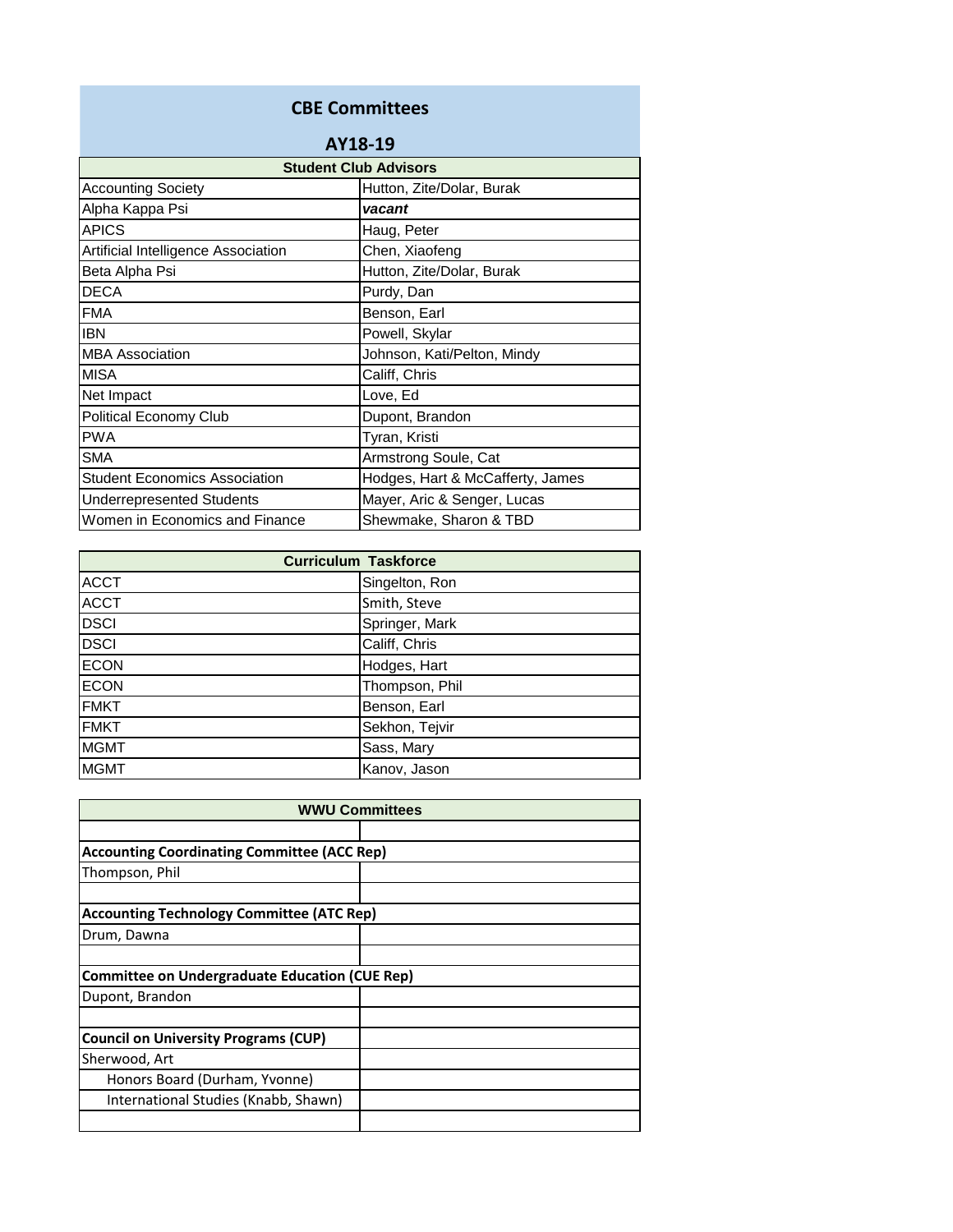# CBE Committees

## AY18-19

| Student Club Advisors | |
|---|---|
| Accounting Society | Hutton, Zite/Dolar, Burak |
| Alpha Kappa Psi | ***vacant*** |
| APICS | Haug, Peter |
| Artificial Intelligence Association | Chen, Xiaofeng |
| Beta Alpha Psi | Hutton, Zite/Dolar, Burak |
| DECA | Purdy, Dan |
| FMA | Benson, Earl |
| IBN | Powell, Skylar |
| MBA Association | Johnson, Kati/Pelton, Mindy |
| MISA | Califf, Chris |
| Net Impact | Love, Ed |
| Political Economy Club | Dupont, Brandon |
| PWA | Tyran, Kristi |
| SMA | Armstrong Soule, Cat |
| Student Economics Association | Hodges, Hart & McCafferty, James |
| Underrepresented Students | Mayer, Aric & Senger, Lucas |
| Women in Economics and Finance | Shewmake, Sharon & TBD |

| Curriculum Taskforce | |
|---|---|
| ACCT | Singelton, Ron |
| ACCT | Smith, Steve |
| DSCI | Springer, Mark |
| DSCI | Califf, Chris |
| ECON | Hodges, Hart |
| ECON | Thompson, Phil |
| FMKT | Benson, Earl |
| FMKT | Sekhon, Tejvir |
| MGMT | Sass, Mary |
| MGMT | Kanov, Jason |

| WWU Committees | |
|---|---|
| | |
| **Accounting Coordinating Committee (ACC Rep)** | |
| Thompson, Phil | |
| | |
| **Accounting Technology Committee (ATC Rep)** | |
| Drum, Dawna | |
| | |
| **Committee on Undergraduate Education (CUE Rep)** | |
| Dupont, Brandon | |
| | |
| **Council on University Programs (CUP)** | |
| Sherwood, Art | |
| Honors Board (Durham, Yvonne) | |
| International Studies (Knabb, Shawn) | |
| | |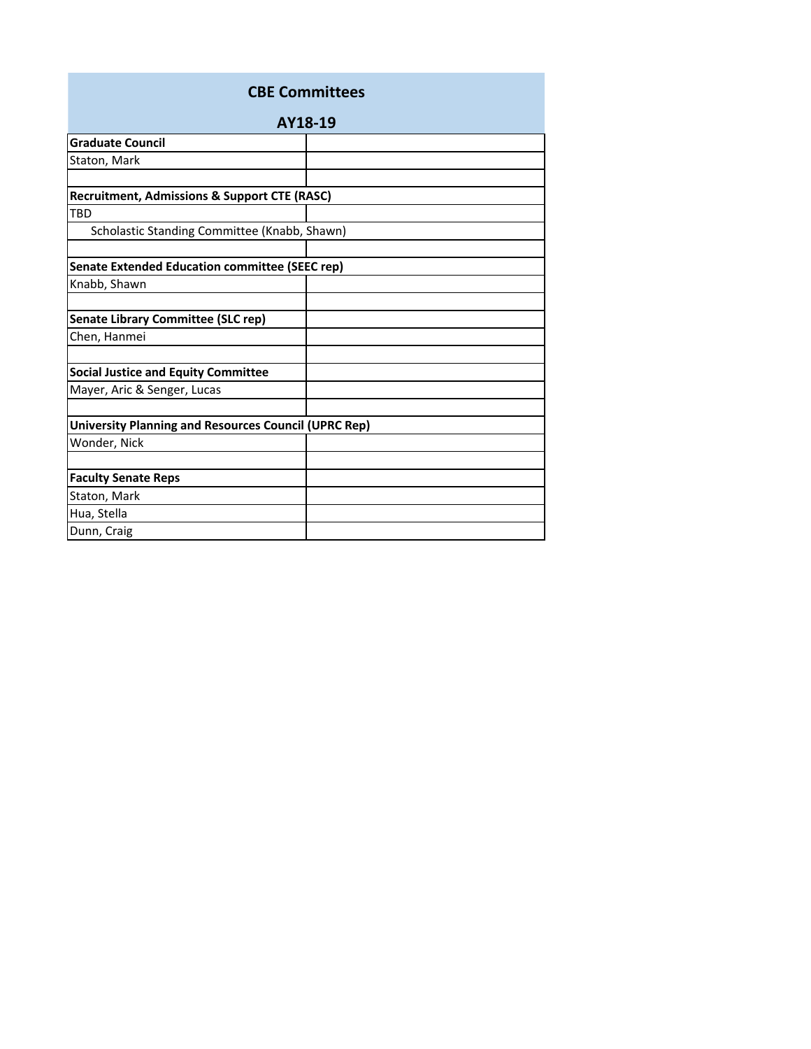| CBE Committees<br>AY18-19 | |
|---|---|
| **Graduate Council** | |
| Staton, Mark | |
| | |
| **Recruitment, Admissions & Support CTE (RASC)** | |
| TBD | |
| Scholastic Standing Committee (Knabb, Shawn) | |
| | |
| **Senate Extended Education committee (SEEC rep)** | |
| Knabb, Shawn | |
| | |
| **Senate Library Committee (SLC rep)** | |
| Chen, Hanmei | |
| | |
| **Social Justice and Equity Committee** | |
| Mayer, Aric & Senger, Lucas | |
| | |
| **University Planning and Resources Council (UPRC Rep)** | |
| Wonder, Nick | |
| | |
| **Faculty Senate Reps** | |
| Staton, Mark | |
| Hua, Stella | |
| Dunn, Craig | |